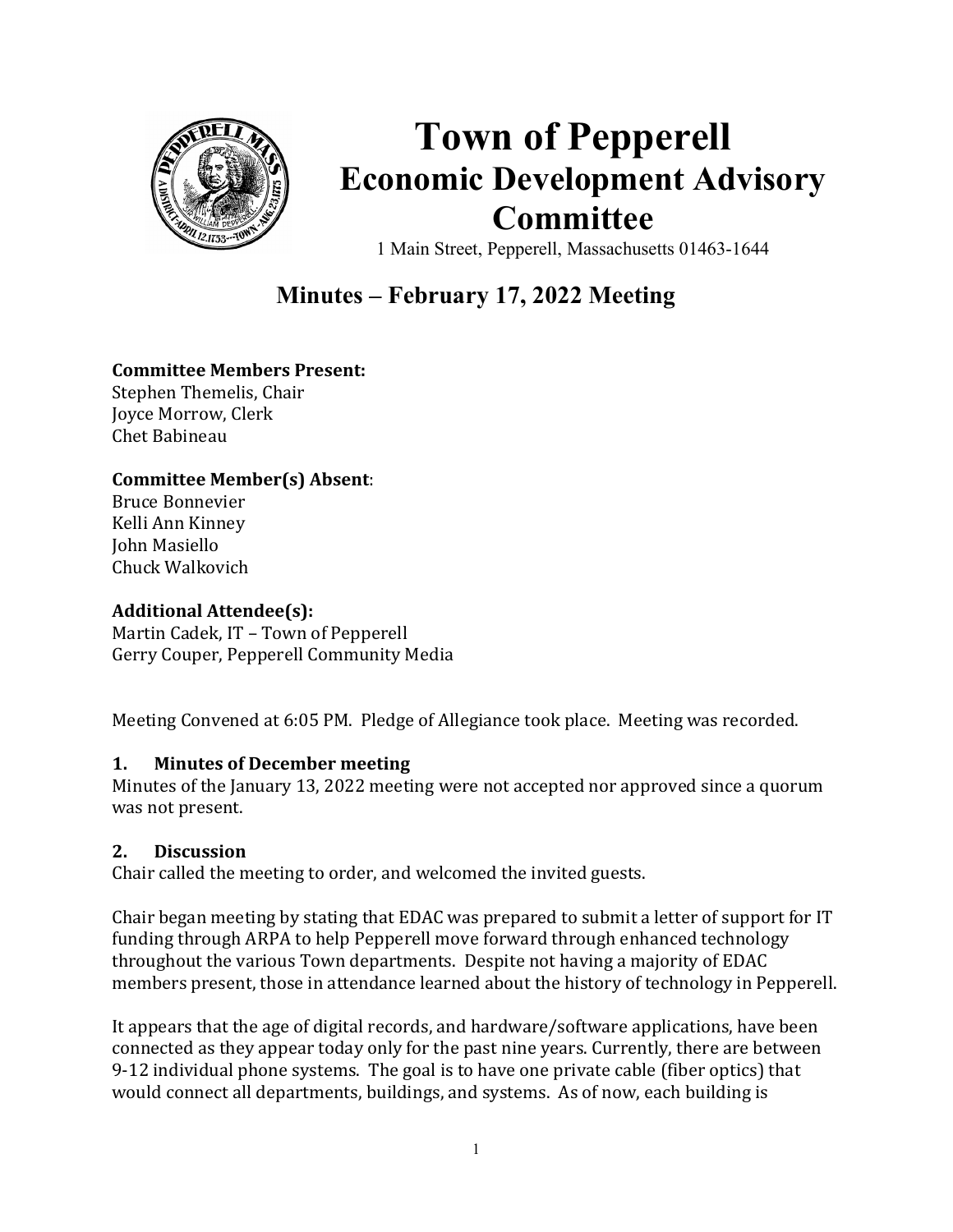# Town of Pepperell
## Economic Development Advisory Committee

1 Main Street, Pepperell, Massachusetts 01463-1644

## Minutes – February 17, 2022 Meeting

**Committee Members Present:**
Stephen Themelis, Chair
Joyce Morrow, Clerk
Chet Babineau

**Committee Member(s) Absent**:
Bruce Bonnevier
Kelli Ann Kinney
John Masiello
Chuck Walkovich

**Additional Attendee(s):**
Martin Cadek, IT – Town of Pepperell
Gerry Couper, Pepperell Community Media

Meeting Convened at 6:05 PM. Pledge of Allegiance took place. Meeting was recorded.

### 1. Minutes of December meeting

Minutes of the January 13, 2022 meeting were not accepted nor approved since a quorum was not present.

### 2. Discussion

Chair called the meeting to order, and welcomed the invited guests.

Chair began meeting by stating that EDAC was prepared to submit a letter of support for IT funding through ARPA to help Pepperell move forward through enhanced technology throughout the various Town departments. Despite not having a majority of EDAC members present, those in attendance learned about the history of technology in Pepperell.

It appears that the age of digital records, and hardware/software applications, have been connected as they appear today only for the past nine years. Currently, there are between 9-12 individual phone systems. The goal is to have one private cable (fiber optics) that would connect all departments, buildings, and systems. As of now, each building is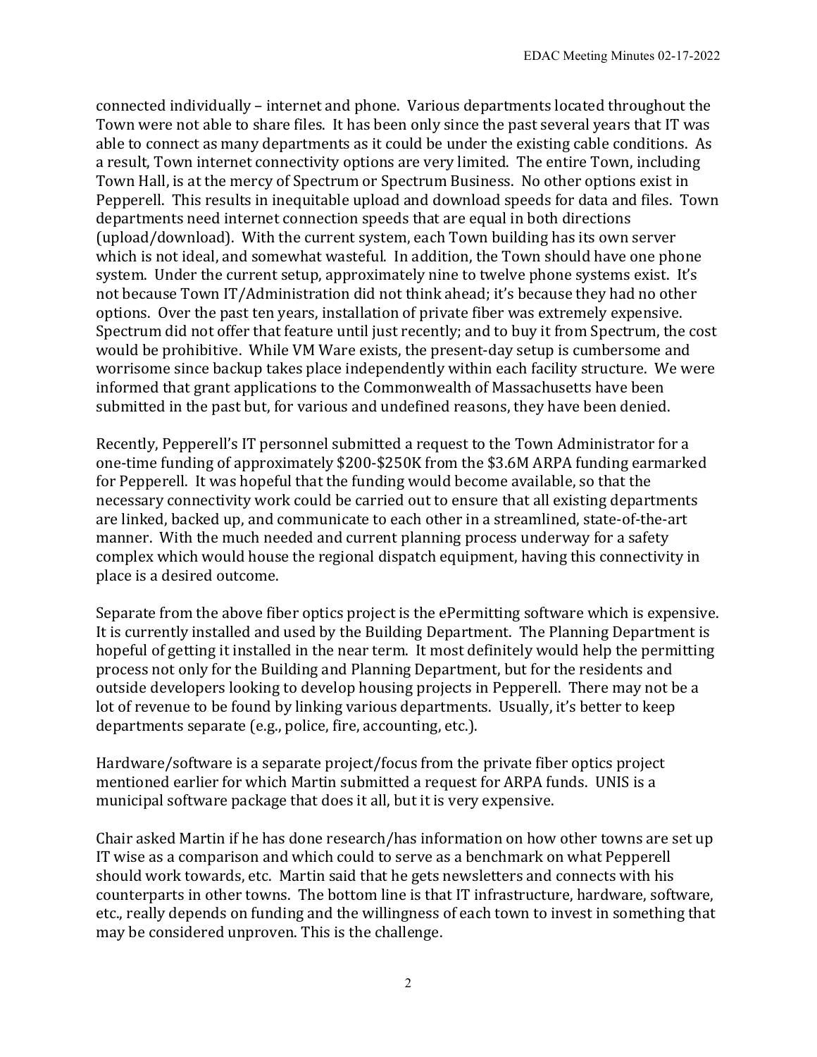connected individually – internet and phone. Various departments located throughout the Town were not able to share files. It has been only since the past several years that IT was able to connect as many departments as it could be under the existing cable conditions. As a result, Town internet connectivity options are very limited. The entire Town, including Town Hall, is at the mercy of Spectrum or Spectrum Business. No other options exist in Pepperell. This results in inequitable upload and download speeds for data and files. Town departments need internet connection speeds that are equal in both directions (upload/download). With the current system, each Town building has its own server which is not ideal, and somewhat wasteful. In addition, the Town should have one phone system. Under the current setup, approximately nine to twelve phone systems exist. It's not because Town IT/Administration did not think ahead; it's because they had no other options. Over the past ten years, installation of private fiber was extremely expensive. Spectrum did not offer that feature until just recently; and to buy it from Spectrum, the cost would be prohibitive. While VM Ware exists, the present-day setup is cumbersome and worrisome since backup takes place independently within each facility structure. We were informed that grant applications to the Commonwealth of Massachusetts have been submitted in the past but, for various and undefined reasons, they have been denied.

Recently, Pepperell's IT personnel submitted a request to the Town Administrator for a one-time funding of approximately $200-$250K from the $3.6M ARPA funding earmarked for Pepperell. It was hopeful that the funding would become available, so that the necessary connectivity work could be carried out to ensure that all existing departments are linked, backed up, and communicate to each other in a streamlined, state-of-the-art manner. With the much needed and current planning process underway for a safety complex which would house the regional dispatch equipment, having this connectivity in place is a desired outcome.

Separate from the above fiber optics project is the ePermitting software which is expensive. It is currently installed and used by the Building Department. The Planning Department is hopeful of getting it installed in the near term. It most definitely would help the permitting process not only for the Building and Planning Department, but for the residents and outside developers looking to develop housing projects in Pepperell. There may not be a lot of revenue to be found by linking various departments. Usually, it's better to keep departments separate (e.g., police, fire, accounting, etc.).

Hardware/software is a separate project/focus from the private fiber optics project mentioned earlier for which Martin submitted a request for ARPA funds. UNIS is a municipal software package that does it all, but it is very expensive.

Chair asked Martin if he has done research/has information on how other towns are set up IT wise as a comparison and which could to serve as a benchmark on what Pepperell should work towards, etc. Martin said that he gets newsletters and connects with his counterparts in other towns. The bottom line is that IT infrastructure, hardware, software, etc., really depends on funding and the willingness of each town to invest in something that may be considered unproven. This is the challenge.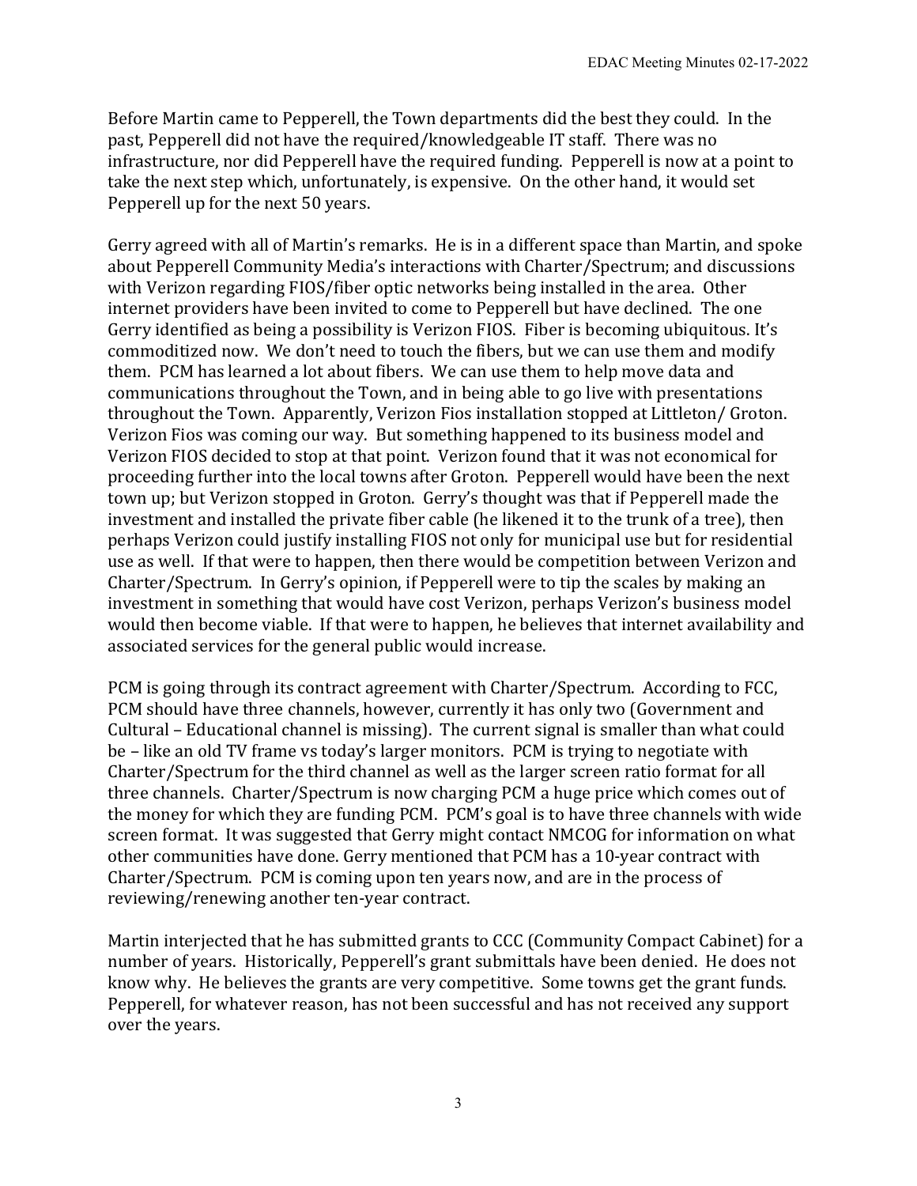Before Martin came to Pepperell, the Town departments did the best they could. In the past, Pepperell did not have the required/knowledgeable IT staff. There was no infrastructure, nor did Pepperell have the required funding. Pepperell is now at a point to take the next step which, unfortunately, is expensive. On the other hand, it would set Pepperell up for the next 50 years.

Gerry agreed with all of Martin's remarks. He is in a different space than Martin, and spoke about Pepperell Community Media's interactions with Charter/Spectrum; and discussions with Verizon regarding FIOS/fiber optic networks being installed in the area. Other internet providers have been invited to come to Pepperell but have declined. The one Gerry identified as being a possibility is Verizon FIOS. Fiber is becoming ubiquitous. It's commoditized now. We don't need to touch the fibers, but we can use them and modify them. PCM has learned a lot about fibers. We can use them to help move data and communications throughout the Town, and in being able to go live with presentations throughout the Town. Apparently, Verizon Fios installation stopped at Littleton/ Groton. Verizon Fios was coming our way. But something happened to its business model and Verizon FIOS decided to stop at that point. Verizon found that it was not economical for proceeding further into the local towns after Groton. Pepperell would have been the next town up; but Verizon stopped in Groton. Gerry's thought was that if Pepperell made the investment and installed the private fiber cable (he likened it to the trunk of a tree), then perhaps Verizon could justify installing FIOS not only for municipal use but for residential use as well. If that were to happen, then there would be competition between Verizon and Charter/Spectrum. In Gerry's opinion, if Pepperell were to tip the scales by making an investment in something that would have cost Verizon, perhaps Verizon's business model would then become viable. If that were to happen, he believes that internet availability and associated services for the general public would increase.

PCM is going through its contract agreement with Charter/Spectrum. According to FCC, PCM should have three channels, however, currently it has only two (Government and Cultural – Educational channel is missing). The current signal is smaller than what could be – like an old TV frame vs today's larger monitors. PCM is trying to negotiate with Charter/Spectrum for the third channel as well as the larger screen ratio format for all three channels. Charter/Spectrum is now charging PCM a huge price which comes out of the money for which they are funding PCM. PCM's goal is to have three channels with wide screen format. It was suggested that Gerry might contact NMCOG for information on what other communities have done. Gerry mentioned that PCM has a 10-year contract with Charter/Spectrum. PCM is coming upon ten years now, and are in the process of reviewing/renewing another ten-year contract.

Martin interjected that he has submitted grants to CCC (Community Compact Cabinet) for a number of years. Historically, Pepperell's grant submittals have been denied. He does not know why. He believes the grants are very competitive. Some towns get the grant funds. Pepperell, for whatever reason, has not been successful and has not received any support over the years.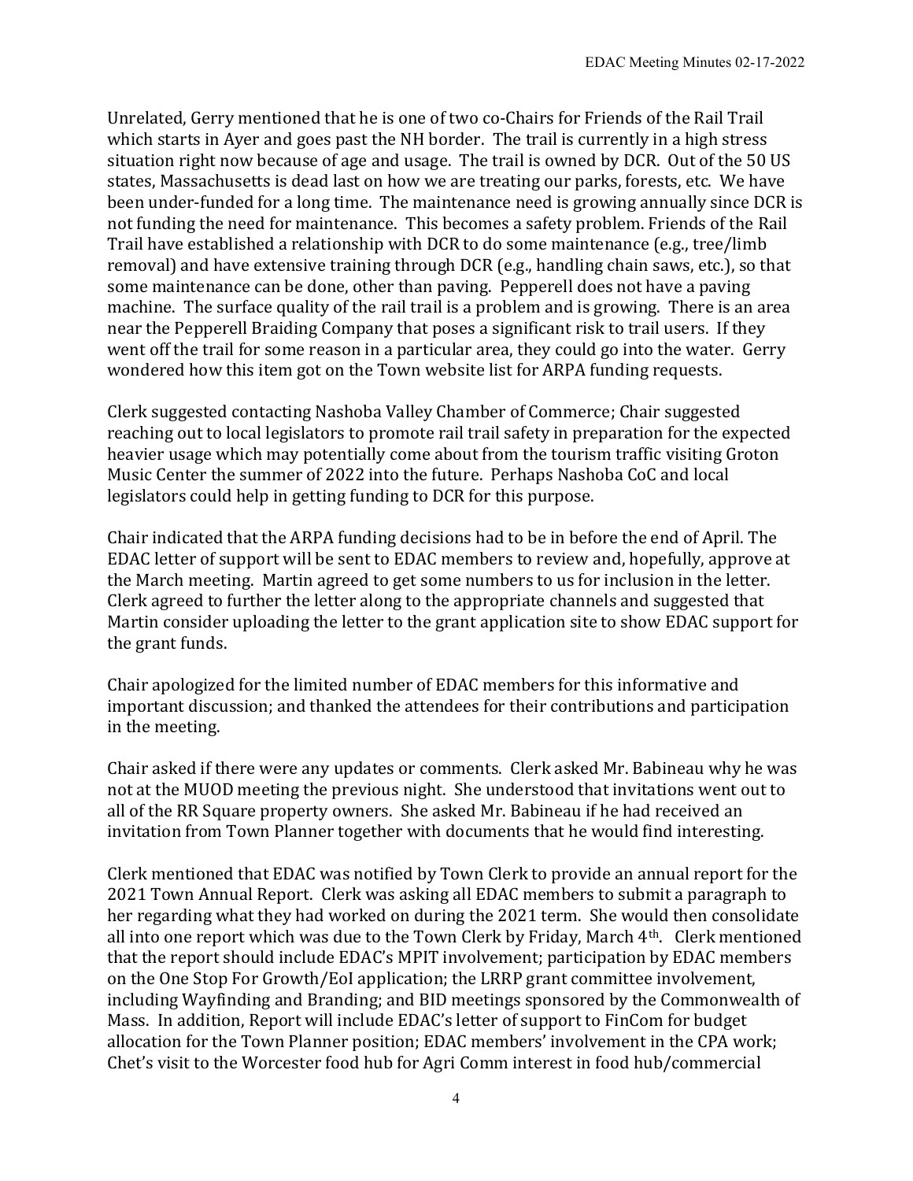Unrelated, Gerry mentioned that he is one of two co-Chairs for Friends of the Rail Trail which starts in Ayer and goes past the NH border. The trail is currently in a high stress situation right now because of age and usage. The trail is owned by DCR. Out of the 50 US states, Massachusetts is dead last on how we are treating our parks, forests, etc. We have been under-funded for a long time. The maintenance need is growing annually since DCR is not funding the need for maintenance. This becomes a safety problem. Friends of the Rail Trail have established a relationship with DCR to do some maintenance (e.g., tree/limb removal) and have extensive training through DCR (e.g., handling chain saws, etc.), so that some maintenance can be done, other than paving. Pepperell does not have a paving machine. The surface quality of the rail trail is a problem and is growing. There is an area near the Pepperell Braiding Company that poses a significant risk to trail users. If they went off the trail for some reason in a particular area, they could go into the water. Gerry wondered how this item got on the Town website list for ARPA funding requests.

Clerk suggested contacting Nashoba Valley Chamber of Commerce; Chair suggested reaching out to local legislators to promote rail trail safety in preparation for the expected heavier usage which may potentially come about from the tourism traffic visiting Groton Music Center the summer of 2022 into the future. Perhaps Nashoba CoC and local legislators could help in getting funding to DCR for this purpose.

Chair indicated that the ARPA funding decisions had to be in before the end of April. The EDAC letter of support will be sent to EDAC members to review and, hopefully, approve at the March meeting. Martin agreed to get some numbers to us for inclusion in the letter. Clerk agreed to further the letter along to the appropriate channels and suggested that Martin consider uploading the letter to the grant application site to show EDAC support for the grant funds.

Chair apologized for the limited number of EDAC members for this informative and important discussion; and thanked the attendees for their contributions and participation in the meeting.

Chair asked if there were any updates or comments. Clerk asked Mr. Babineau why he was not at the MUOD meeting the previous night. She understood that invitations went out to all of the RR Square property owners. She asked Mr. Babineau if he had received an invitation from Town Planner together with documents that he would find interesting.

Clerk mentioned that EDAC was notified by Town Clerk to provide an annual report for the 2021 Town Annual Report. Clerk was asking all EDAC members to submit a paragraph to her regarding what they had worked on during the 2021 term. She would then consolidate all into one report which was due to the Town Clerk by Friday, March 4th. Clerk mentioned that the report should include EDAC's MPIT involvement; participation by EDAC members on the One Stop For Growth/EoI application; the LRRP grant committee involvement, including Wayfinding and Branding; and BID meetings sponsored by the Commonwealth of Mass. In addition, Report will include EDAC's letter of support to FinCom for budget allocation for the Town Planner position; EDAC members' involvement in the CPA work; Chet's visit to the Worcester food hub for Agri Comm interest in food hub/commercial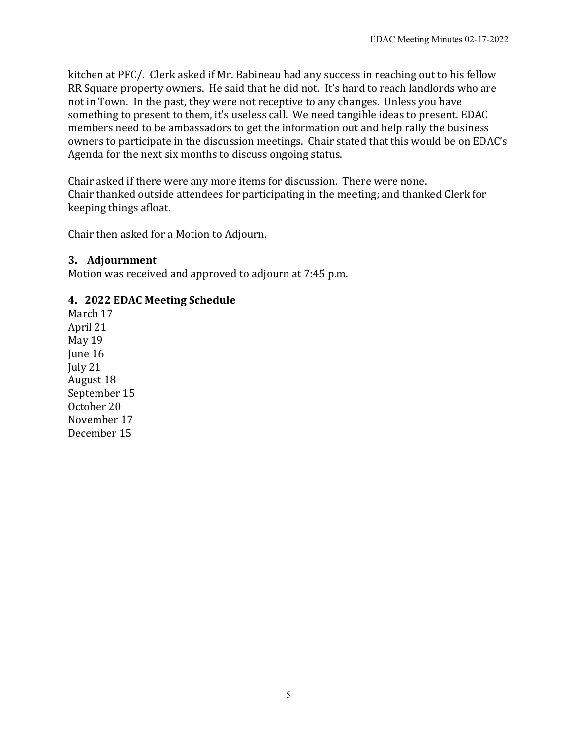kitchen at PFC/. Clerk asked if Mr. Babineau had any success in reaching out to his fellow RR Square property owners. He said that he did not. It's hard to reach landlords who are not in Town. In the past, they were not receptive to any changes. Unless you have something to present to them, it's useless call. We need tangible ideas to present. EDAC members need to be ambassadors to get the information out and help rally the business owners to participate in the discussion meetings. Chair stated that this would be on EDAC's Agenda for the next six months to discuss ongoing status.

Chair asked if there were any more items for discussion. There were none.
Chair thanked outside attendees for participating in the meeting; and thanked Clerk for keeping things afloat.

Chair then asked for a Motion to Adjourn.

### 3. Adjournment

Motion was received and approved to adjourn at 7:45 p.m.

### 4. 2022 EDAC Meeting Schedule

March 17
April 21
May 19
June 16
July 21
August 18
September 15
October 20
November 17
December 15